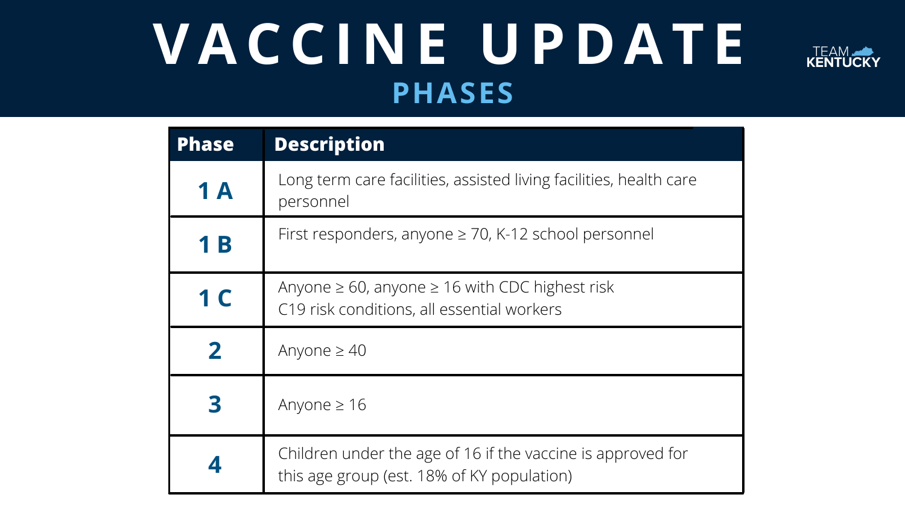# VACCINE UPDATE

## PHASES

TEAM KENTUCKY

| Phase | Description |
|---|---|
| 1 A | Long term care facilities, assisted living facilities, health care personnel |
| 1 B | First responders, anyone ≥ 70, K-12 school personnel |
| 1 C | Anyone ≥ 60, anyone ≥ 16 with CDC highest risk C19 risk conditions, all essential workers |
| 2 | Anyone ≥ 40 |
| 3 | Anyone ≥ 16 |
| 4 | Children under the age of 16 if the vaccine is approved for this age group (est. 18% of KY population) |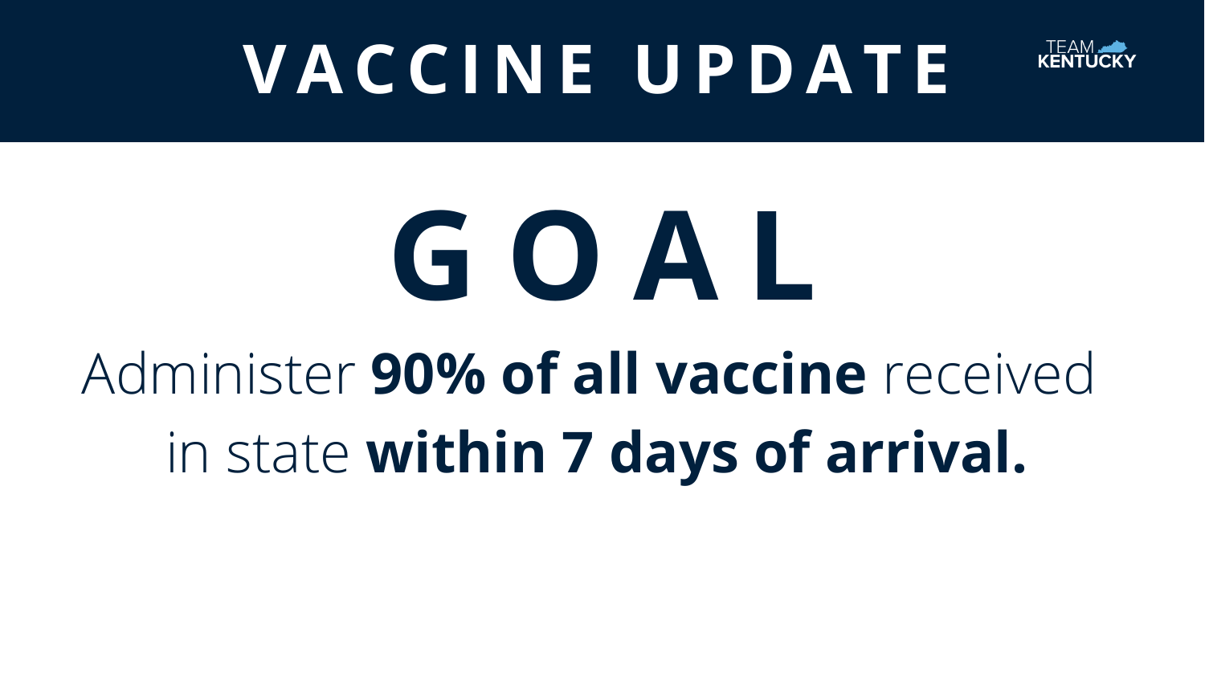# VACCINE UPDATE

TEAM KENTUCKY

## GOAL

Administer **90% of all vaccine** received in state **within 7 days of arrival.**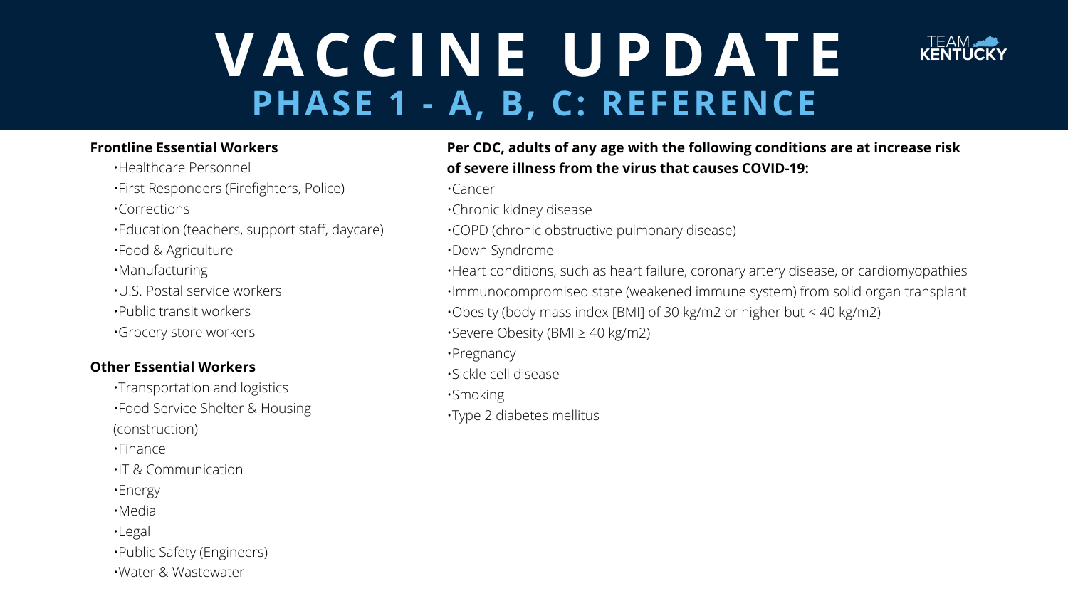# VACCINE UPDATE

## PHASE 1 - A, B, C: REFERENCE

TEAM KENTUCKY

**Frontline Essential Workers**

- Healthcare Personnel
- First Responders (Firefighters, Police)
- Corrections
- Education (teachers, support staff, daycare)
- Food & Agriculture
- Manufacturing
- U.S. Postal service workers
- Public transit workers
- Grocery store workers

**Other Essential Workers**

- Transportation and logistics
- Food Service Shelter & Housing (construction)
- Finance
- IT & Communication
- Energy
- Media
- Legal
- Public Safety (Engineers)
- Water & Wastewater

**Per CDC, adults of any age with the following conditions are at increase risk of severe illness from the virus that causes COVID-19:**

- Cancer
- Chronic kidney disease
- COPD (chronic obstructive pulmonary disease)
- Down Syndrome
- Heart conditions, such as heart failure, coronary artery disease, or cardiomyopathies
- Immunocompromised state (weakened immune system) from solid organ transplant
- Obesity (body mass index [BMI] of 30 kg/m2 or higher but < 40 kg/m2)
- Severe Obesity (BMI ≥ 40 kg/m2)
- Pregnancy
- Sickle cell disease
- Smoking
- Type 2 diabetes mellitus